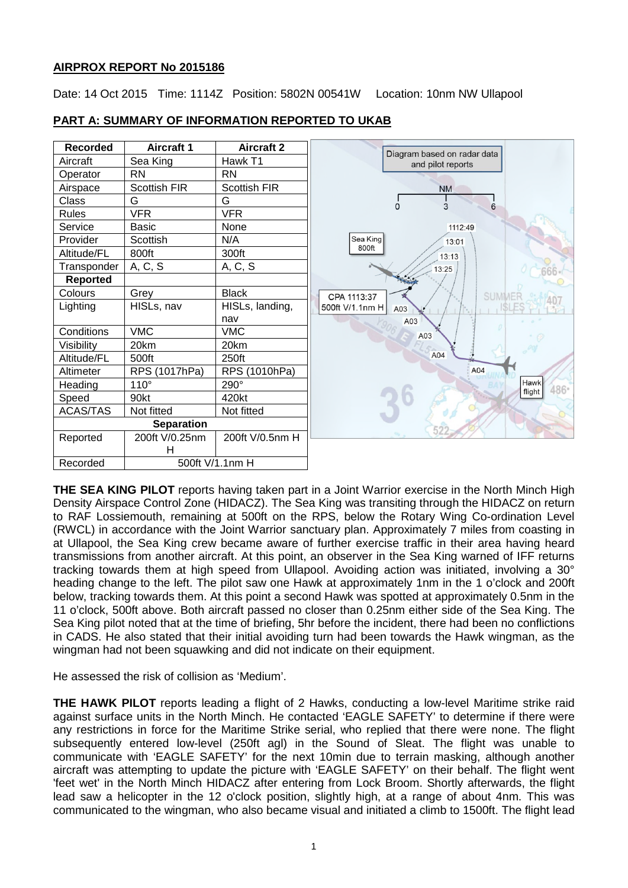**AIRPROX REPORT No 2015186**

Date: 14 Oct 2015 Time: 1114Z Position: 5802N 00541W Location: 10nm NW Ullapool

**PART A: SUMMARY OF INFORMATION REPORTED TO UKAB**

| Recorded | Aircraft 1 | Aircraft 2 |
|---|---|---|
| Aircraft | Sea King | Hawk T1 |
| Operator | RN | RN |
| Airspace | Scottish FIR | Scottish FIR |
| Class | G | G |
| Rules | VFR | VFR |
| Service | Basic | None |
| Provider | Scottish | N/A |
| Altitude/FL | 800ft | 300ft |
| Transponder | A, C, S | A, C, S |
| **Reported** | | |
| Colours | Grey | Black |
| Lighting | HISLs, nav | HISLs, landing, nav |
| Conditions | VMC | VMC |
| Visibility | 20km | 20km |
| Altitude/FL | 500ft | 250ft |
| Altimeter | RPS (1017hPa) | RPS (1010hPa) |
| Heading | 110° | 290° |
| Speed | 90kt | 420kt |
| ACAS/TAS | Not fitted | Not fitted |
| **Separation** | | |
| Reported | 200ft V/0.25nm H | 200ft V/0.5nm H |
| Recorded | 500ft V/1.1nm H | |

Diagram based on radar data and pilot reports

**THE SEA KING PILOT** reports having taken part in a Joint Warrior exercise in the North Minch High Density Airspace Control Zone (HIDACZ). The Sea King was transiting through the HIDACZ on return to RAF Lossiemouth, remaining at 500ft on the RPS, below the Rotary Wing Co-ordination Level (RWCL) in accordance with the Joint Warrior sanctuary plan. Approximately 7 miles from coasting in at Ullapool, the Sea King crew became aware of further exercise traffic in their area having heard transmissions from another aircraft. At this point, an observer in the Sea King warned of IFF returns tracking towards them at high speed from Ullapool. Avoiding action was initiated, involving a 30° heading change to the left. The pilot saw one Hawk at approximately 1nm in the 1 o'clock and 200ft below, tracking towards them. At this point a second Hawk was spotted at approximately 0.5nm in the 11 o'clock, 500ft above. Both aircraft passed no closer than 0.25nm either side of the Sea King. The Sea King pilot noted that at the time of briefing, 5hr before the incident, there had been no conflictions in CADS. He also stated that their initial avoiding turn had been towards the Hawk wingman, as the wingman had not been squawking and did not indicate on their equipment.

He assessed the risk of collision as 'Medium'.

**THE HAWK PILOT** reports leading a flight of 2 Hawks, conducting a low-level Maritime strike raid against surface units in the North Minch. He contacted 'EAGLE SAFETY' to determine if there were any restrictions in force for the Maritime Strike serial, who replied that there were none. The flight subsequently entered low-level (250ft agl) in the Sound of Sleat. The flight was unable to communicate with 'EAGLE SAFETY' for the next 10min due to terrain masking, although another aircraft was attempting to update the picture with 'EAGLE SAFETY' on their behalf. The flight went 'feet wet' in the North Minch HIDACZ after entering from Lock Broom. Shortly afterwards, the flight lead saw a helicopter in the 12 o'clock position, slightly high, at a range of about 4nm. This was communicated to the wingman, who also became visual and initiated a climb to 1500ft. The flight lead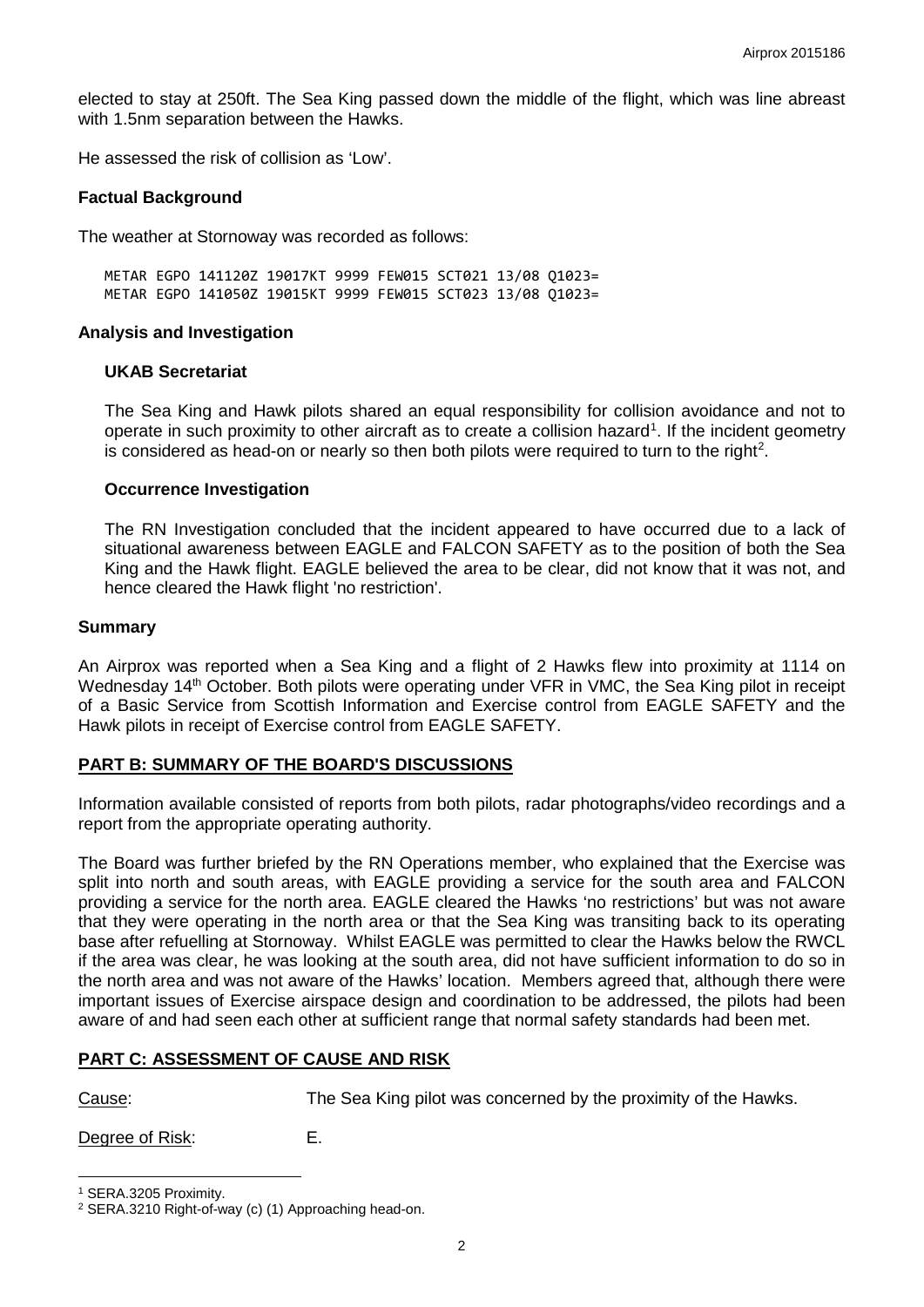elected to stay at 250ft. The Sea King passed down the middle of the flight, which was line abreast with 1.5nm separation between the Hawks.

He assessed the risk of collision as 'Low'.

## Factual Background

The weather at Stornoway was recorded as follows:

```
METAR EGPO 141120Z 19017KT 9999 FEW015 SCT021 13/08 Q1023=
METAR EGPO 141050Z 19015KT 9999 FEW015 SCT023 13/08 Q1023=
```

## Analysis and Investigation

### UKAB Secretariat

The Sea King and Hawk pilots shared an equal responsibility for collision avoidance and not to operate in such proximity to other aircraft as to create a collision hazard[1]. If the incident geometry is considered as head-on or nearly so then both pilots were required to turn to the right[2].

### Occurrence Investigation

The RN Investigation concluded that the incident appeared to have occurred due to a lack of situational awareness between EAGLE and FALCON SAFETY as to the position of both the Sea King and the Hawk flight. EAGLE believed the area to be clear, did not know that it was not, and hence cleared the Hawk flight 'no restriction'.

## Summary

An Airprox was reported when a Sea King and a flight of 2 Hawks flew into proximity at 1114 on Wednesday 14th October. Both pilots were operating under VFR in VMC, the Sea King pilot in receipt of a Basic Service from Scottish Information and Exercise control from EAGLE SAFETY and the Hawk pilots in receipt of Exercise control from EAGLE SAFETY.

## PART B: SUMMARY OF THE BOARD'S DISCUSSIONS

Information available consisted of reports from both pilots, radar photographs/video recordings and a report from the appropriate operating authority.

The Board was further briefed by the RN Operations member, who explained that the Exercise was split into north and south areas, with EAGLE providing a service for the south area and FALCON providing a service for the north area. EAGLE cleared the Hawks 'no restrictions' but was not aware that they were operating in the north area or that the Sea King was transiting back to its operating base after refuelling at Stornoway. Whilst EAGLE was permitted to clear the Hawks below the RWCL if the area was clear, he was looking at the south area, did not have sufficient information to do so in the north area and was not aware of the Hawks' location. Members agreed that, although there were important issues of Exercise airspace design and coordination to be addressed, the pilots had been aware of and had seen each other at sufficient range that normal safety standards had been met.

## PART C: ASSESSMENT OF CAUSE AND RISK

Cause: The Sea King pilot was concerned by the proximity of the Hawks.

Degree of Risk: E.

[1] SERA.3205 Proximity.
[2] SERA.3210 Right-of-way (c) (1) Approaching head-on.